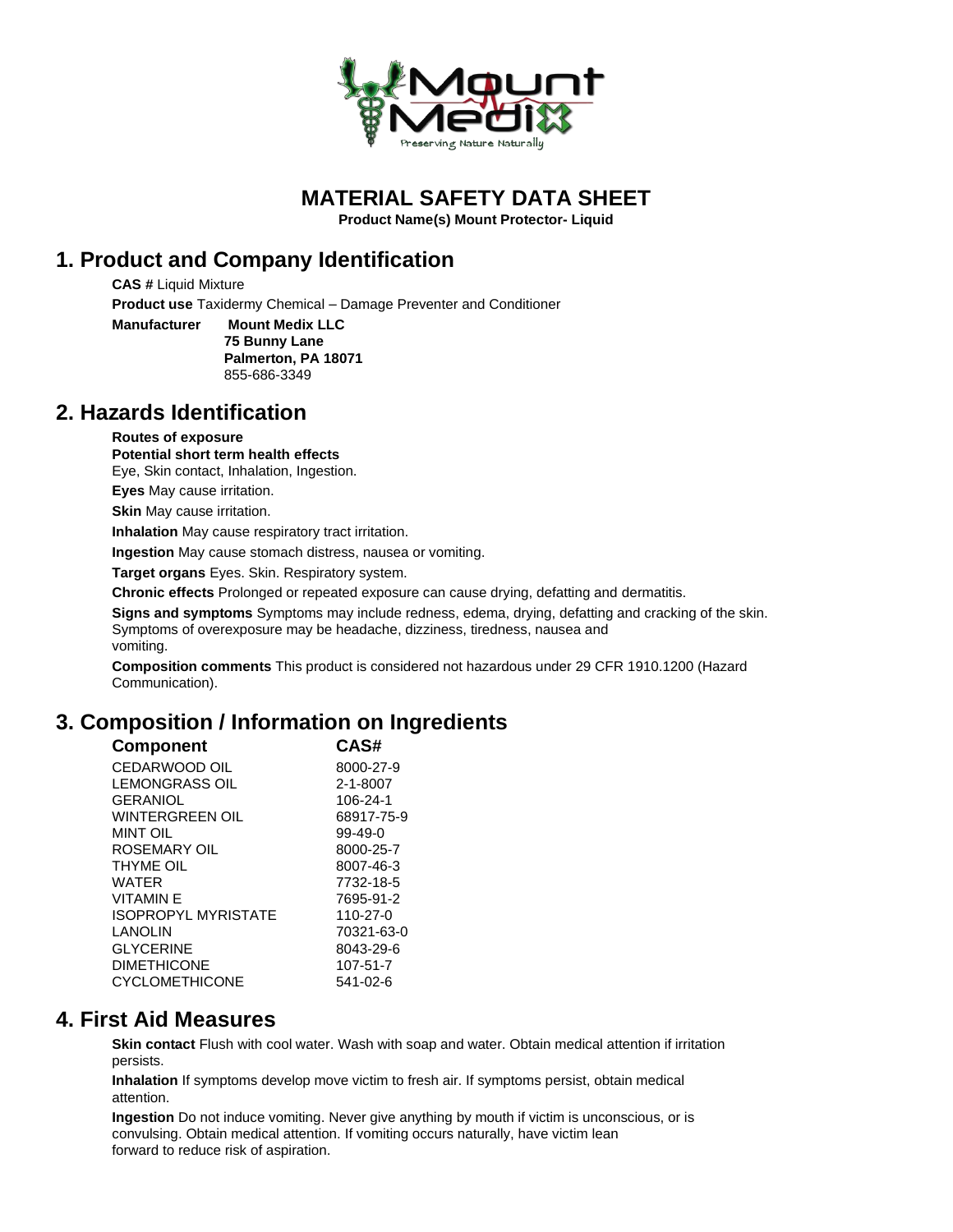# MATERIAL SAFETY DATA SHEET

**Product Name(s) Mount Protector- Liquid**

## 1. Product and Company Identification

**CAS #** Liquid Mixture

**Product use** Taxidermy Chemical – Damage Preventer and Conditioner

**Manufacturer** **Mount Medix LLC**
**75 Bunny Lane**
**Palmerton, PA 18071**
855-686-3349

## 2. Hazards Identification

**Routes of exposure**

**Potential short term health effects**

Eye, Skin contact, Inhalation, Ingestion.

**Eyes** May cause irritation.

**Skin** May cause irritation.

**Inhalation** May cause respiratory tract irritation.

**Ingestion** May cause stomach distress, nausea or vomiting.

**Target organs** Eyes. Skin. Respiratory system.

**Chronic effects** Prolonged or repeated exposure can cause drying, defatting and dermatitis.

**Signs and symptoms** Symptoms may include redness, edema, drying, defatting and cracking of the skin. Symptoms of overexposure may be headache, dizziness, tiredness, nausea and vomiting.

**Composition comments** This product is considered not hazardous under 29 CFR 1910.1200 (Hazard Communication).

## 3. Composition / Information on Ingredients

| Component | CAS# |
|---|---|
| CEDARWOOD OIL | 8000-27-9 |
| LEMONGRASS OIL | 2-1-8007 |
| GERANIOL | 106-24-1 |
| WINTERGREEN OIL | 68917-75-9 |
| MINT OIL | 99-49-0 |
| ROSEMARY OIL | 8000-25-7 |
| THYME OIL | 8007-46-3 |
| WATER | 7732-18-5 |
| VITAMIN E | 7695-91-2 |
| ISOPROPYL MYRISTATE | 110-27-0 |
| LANOLIN | 70321-63-0 |
| GLYCERINE | 8043-29-6 |
| DIMETHICONE | 107-51-7 |
| CYCLOMETHICONE | 541-02-6 |

## 4. First Aid Measures

**Skin contact** Flush with cool water. Wash with soap and water. Obtain medical attention if irritation persists.

**Inhalation** If symptoms develop move victim to fresh air. If symptoms persist, obtain medical attention.

**Ingestion** Do not induce vomiting. Never give anything by mouth if victim is unconscious, or is convulsing. Obtain medical attention. If vomiting occurs naturally, have victim lean forward to reduce risk of aspiration.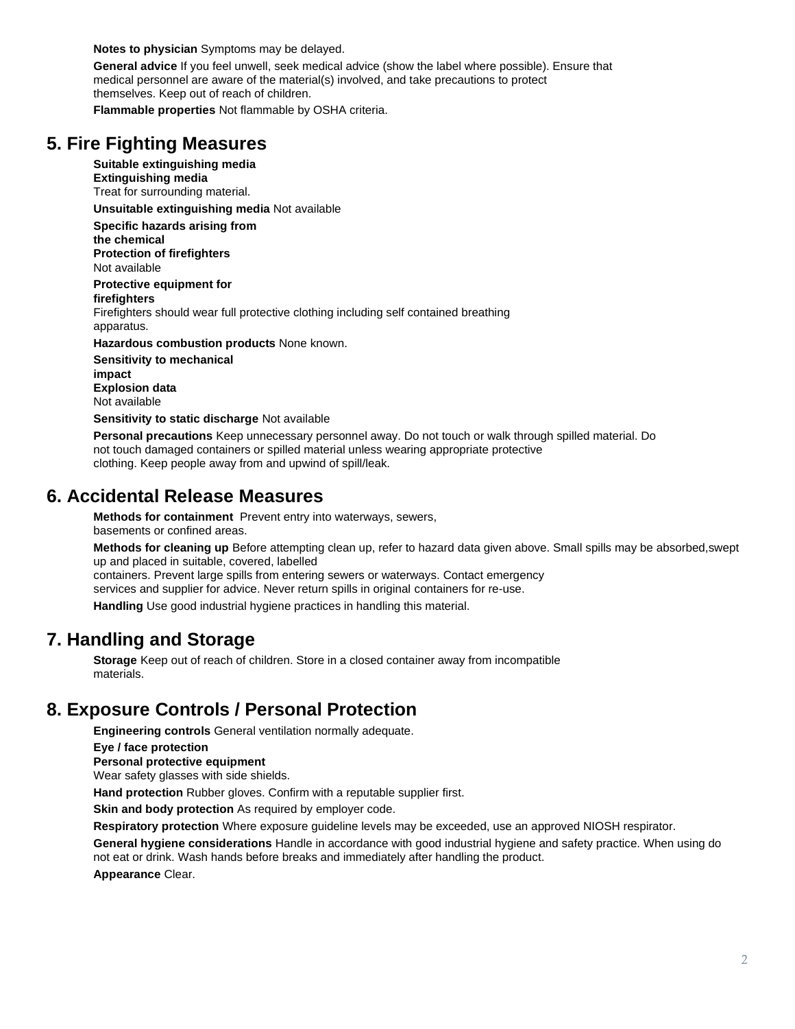**Notes to physician** Symptoms may be delayed.

**General advice** If you feel unwell, seek medical advice (show the label where possible). Ensure that medical personnel are aware of the material(s) involved, and take precautions to protect themselves. Keep out of reach of children.

**Flammable properties** Not flammable by OSHA criteria.

## 5. Fire Fighting Measures

**Suitable extinguishing media**
**Extinguishing media**
Treat for surrounding material.

**Unsuitable extinguishing media** Not available

**Specific hazards arising from the chemical**
**Protection of firefighters**
Not available

**Protective equipment for firefighters**
Firefighters should wear full protective clothing including self contained breathing apparatus.

**Hazardous combustion products** None known.

**Sensitivity to mechanical impact**
**Explosion data**
Not available

**Sensitivity to static discharge** Not available

**Personal precautions** Keep unnecessary personnel away. Do not touch or walk through spilled material. Do not touch damaged containers or spilled material unless wearing appropriate protective clothing. Keep people away from and upwind of spill/leak.

## 6. Accidental Release Measures

**Methods for containment** Prevent entry into waterways, sewers, basements or confined areas.

**Methods for cleaning up** Before attempting clean up, refer to hazard data given above. Small spills may be absorbed,swept up and placed in suitable, covered, labelled containers. Prevent large spills from entering sewers or waterways. Contact emergency services and supplier for advice. Never return spills in original containers for re-use.

**Handling** Use good industrial hygiene practices in handling this material.

## 7. Handling and Storage

**Storage** Keep out of reach of children. Store in a closed container away from incompatible materials.

## 8. Exposure Controls / Personal Protection

**Engineering controls** General ventilation normally adequate.

**Eye / face protection**
**Personal protective equipment**
Wear safety glasses with side shields.

**Hand protection** Rubber gloves. Confirm with a reputable supplier first.

**Skin and body protection** As required by employer code.

**Respiratory protection** Where exposure guideline levels may be exceeded, use an approved NIOSH respirator.

**General hygiene considerations** Handle in accordance with good industrial hygiene and safety practice. When using do not eat or drink. Wash hands before breaks and immediately after handling the product.

**Appearance** Clear.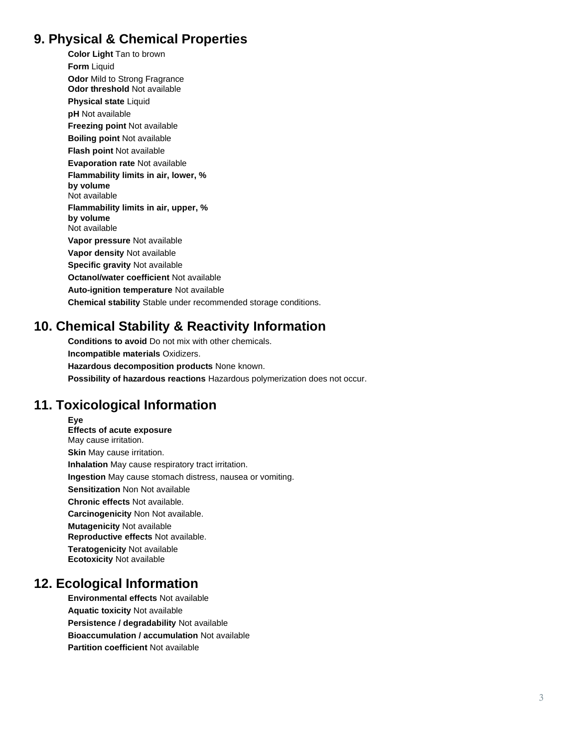## 9. Physical & Chemical Properties

**Color Light** Tan to brown

**Form** Liquid

**Odor** Mild to Strong Fragrance
**Odor threshold** Not available

**Physical state** Liquid

**pH** Not available

**Freezing point** Not available

**Boiling point** Not available

**Flash point** Not available

**Evaporation rate** Not available

**Flammability limits in air, lower, % by volume**
Not available

**Flammability limits in air, upper, % by volume**
Not available

**Vapor pressure** Not available

**Vapor density** Not available

**Specific gravity** Not available

**Octanol/water coefficient** Not available

**Auto-ignition temperature** Not available

**Chemical stability** Stable under recommended storage conditions.

## 10. Chemical Stability & Reactivity Information

**Conditions to avoid** Do not mix with other chemicals.

**Incompatible materials** Oxidizers.

**Hazardous decomposition products** None known.

**Possibility of hazardous reactions** Hazardous polymerization does not occur.

## 11. Toxicological Information

**Eye**
**Effects of acute exposure**
May cause irritation.

**Skin** May cause irritation.

**Inhalation** May cause respiratory tract irritation.

**Ingestion** May cause stomach distress, nausea or vomiting.

**Sensitization** Non Not available

**Chronic effects** Not available.

**Carcinogenicity** Non Not available.

**Mutagenicity** Not available
**Reproductive effects** Not available.

**Teratogenicity** Not available
**Ecotoxicity** Not available

## 12. Ecological Information

**Environmental effects** Not available

**Aquatic toxicity** Not available

**Persistence / degradability** Not available

**Bioaccumulation / accumulation** Not available

**Partition coefficient** Not available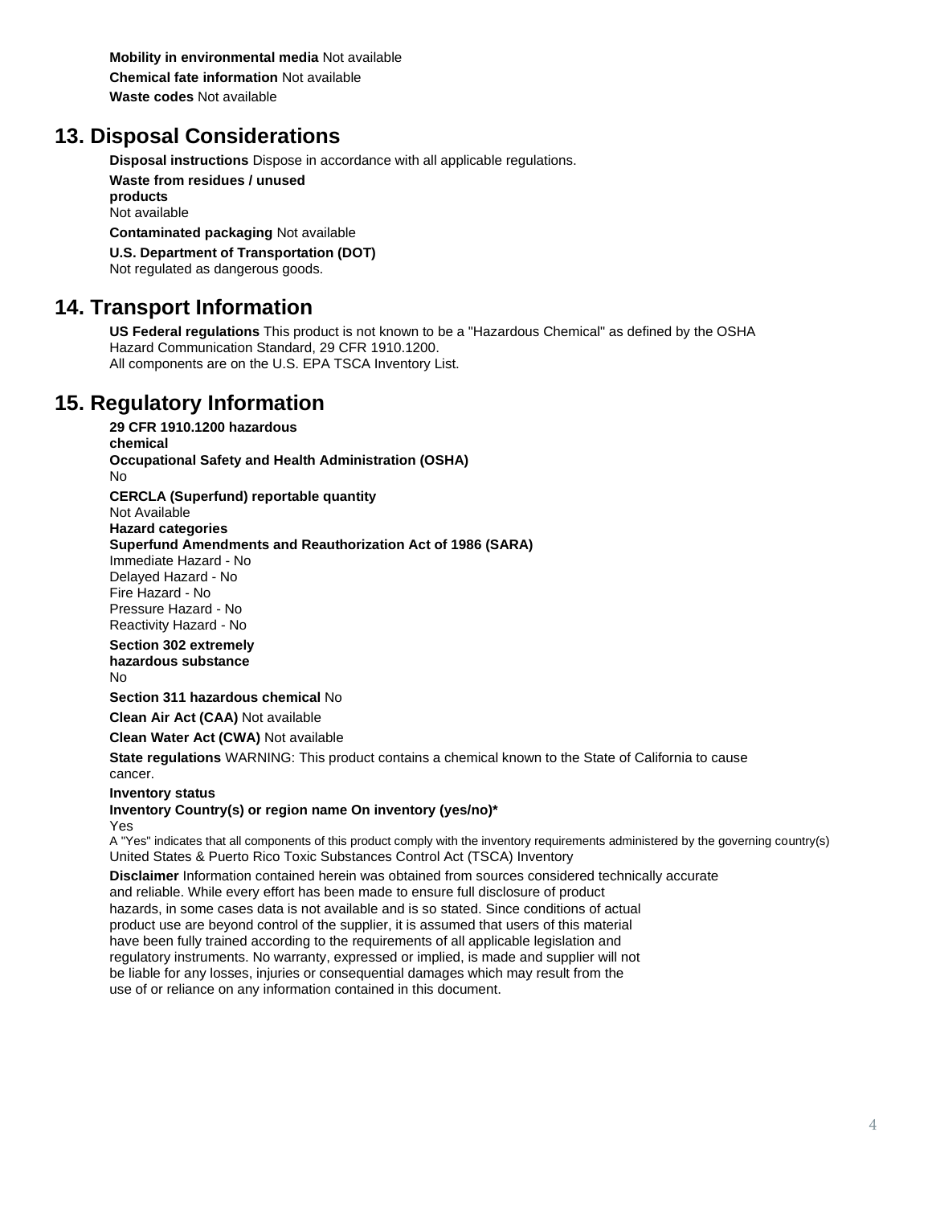**Mobility in environmental media** Not available

**Chemical fate information** Not available

**Waste codes** Not available

## 13. Disposal Considerations

**Disposal instructions** Dispose in accordance with all applicable regulations.

**Waste from residues / unused products**
Not available

**Contaminated packaging** Not available

**U.S. Department of Transportation (DOT)**
Not regulated as dangerous goods.

## 14. Transport Information

**US Federal regulations** This product is not known to be a "Hazardous Chemical" as defined by the OSHA Hazard Communication Standard, 29 CFR 1910.1200.
All components are on the U.S. EPA TSCA Inventory List.

## 15. Regulatory Information

**29 CFR 1910.1200 hazardous chemical**
**Occupational Safety and Health Administration (OSHA)**
No

**CERCLA (Superfund) reportable quantity**
Not Available
**Hazard categories**
**Superfund Amendments and Reauthorization Act of 1986 (SARA)**
Immediate Hazard - No
Delayed Hazard - No
Fire Hazard - No
Pressure Hazard - No
Reactivity Hazard - No

**Section 302 extremely hazardous substance**
No

**Section 311 hazardous chemical** No

**Clean Air Act (CAA)** Not available

**Clean Water Act (CWA)** Not available

**State regulations** WARNING: This product contains a chemical known to the State of California to cause cancer.

**Inventory status**
**Inventory Country(s) or region name On inventory (yes/no)***
Yes
A "Yes" indicates that all components of this product comply with the inventory requirements administered by the governing country(s)
United States & Puerto Rico Toxic Substances Control Act (TSCA) Inventory

**Disclaimer** Information contained herein was obtained from sources considered technically accurate and reliable. While every effort has been made to ensure full disclosure of product hazards, in some cases data is not available and is so stated. Since conditions of actual product use are beyond control of the supplier, it is assumed that users of this material have been fully trained according to the requirements of all applicable legislation and regulatory instruments. No warranty, expressed or implied, is made and supplier will not be liable for any losses, injuries or consequential damages which may result from the use of or reliance on any information contained in this document.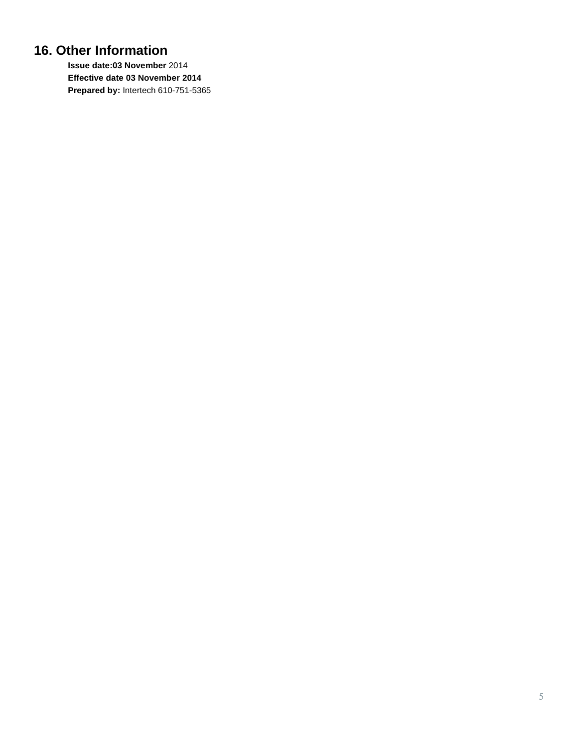## 16. Other Information

**Issue date:03 November** 2014

**Effective date 03 November 2014**

**Prepared by:** Intertech 610-751-5365